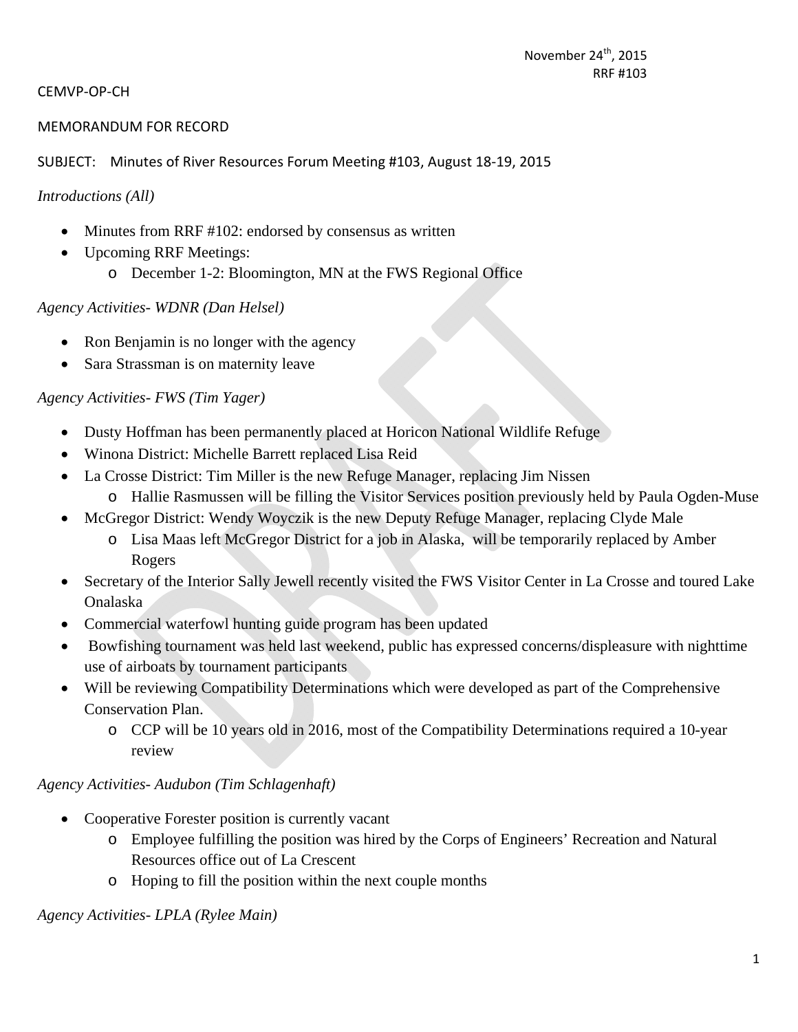November 24th, 2015
RRF #103

CEMVP-OP-CH

MEMORANDUM FOR RECORD

SUBJECT: Minutes of River Resources Forum Meeting #103, August 18-19, 2015

*Introductions (All)*

- Minutes from RRF #102: endorsed by consensus as written
- Upcoming RRF Meetings:
  - December 1-2: Bloomington, MN at the FWS Regional Office

*Agency Activities- WDNR (Dan Helsel)*

- Ron Benjamin is no longer with the agency
- Sara Strassman is on maternity leave

*Agency Activities- FWS (Tim Yager)*

- Dusty Hoffman has been permanently placed at Horicon National Wildlife Refuge
- Winona District: Michelle Barrett replaced Lisa Reid
- La Crosse District: Tim Miller is the new Refuge Manager, replacing Jim Nissen
  - Hallie Rasmussen will be filling the Visitor Services position previously held by Paula Ogden-Muse
- McGregor District: Wendy Woyczik is the new Deputy Refuge Manager, replacing Clyde Male
  - Lisa Maas left McGregor District for a job in Alaska, will be temporarily replaced by Amber Rogers
- Secretary of the Interior Sally Jewell recently visited the FWS Visitor Center in La Crosse and toured Lake Onalaska
- Commercial waterfowl hunting guide program has been updated
- Bowfishing tournament was held last weekend, public has expressed concerns/displeasure with nighttime use of airboats by tournament participants
- Will be reviewing Compatibility Determinations which were developed as part of the Comprehensive Conservation Plan.
  - CCP will be 10 years old in 2016, most of the Compatibility Determinations required a 10-year review

*Agency Activities- Audubon (Tim Schlagenhaft)*

- Cooperative Forester position is currently vacant
  - Employee fulfilling the position was hired by the Corps of Engineers' Recreation and Natural Resources office out of La Crescent
  - Hoping to fill the position within the next couple months

*Agency Activities- LPLA (Rylee Main)*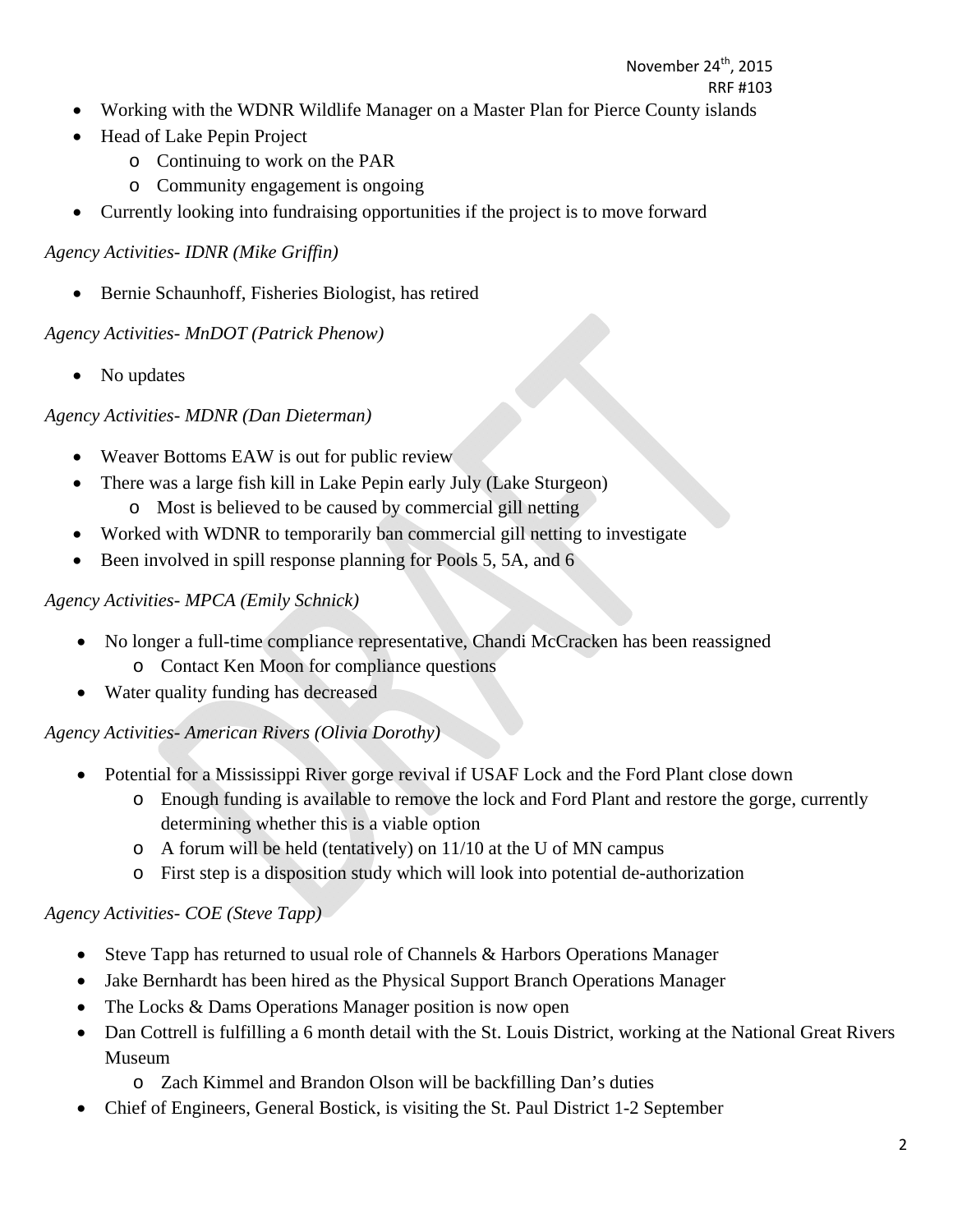- Working with the WDNR Wildlife Manager on a Master Plan for Pierce County islands
- Head of Lake Pepin Project
    - Continuing to work on the PAR
    - Community engagement is ongoing
- Currently looking into fundraising opportunities if the project is to move forward

*Agency Activities- IDNR (Mike Griffin)*

- Bernie Schaunhoff, Fisheries Biologist, has retired

*Agency Activities- MnDOT (Patrick Phenow)*

- No updates

*Agency Activities- MDNR (Dan Dieterman)*

- Weaver Bottoms EAW is out for public review
- There was a large fish kill in Lake Pepin early July (Lake Sturgeon)
    - Most is believed to be caused by commercial gill netting
- Worked with WDNR to temporarily ban commercial gill netting to investigate
- Been involved in spill response planning for Pools 5, 5A, and 6

*Agency Activities- MPCA (Emily Schnick)*

- No longer a full-time compliance representative, Chandi McCracken has been reassigned
    - Contact Ken Moon for compliance questions
- Water quality funding has decreased

*Agency Activities- American Rivers (Olivia Dorothy)*

- Potential for a Mississippi River gorge revival if USAF Lock and the Ford Plant close down
    - Enough funding is available to remove the lock and Ford Plant and restore the gorge, currently determining whether this is a viable option
    - A forum will be held (tentatively) on 11/10 at the U of MN campus
    - First step is a disposition study which will look into potential de-authorization

*Agency Activities- COE (Steve Tapp)*

- Steve Tapp has returned to usual role of Channels & Harbors Operations Manager
- Jake Bernhardt has been hired as the Physical Support Branch Operations Manager
- The Locks & Dams Operations Manager position is now open
- Dan Cottrell is fulfilling a 6 month detail with the St. Louis District, working at the National Great Rivers Museum
    - Zach Kimmel and Brandon Olson will be backfilling Dan's duties
- Chief of Engineers, General Bostick, is visiting the St. Paul District 1-2 September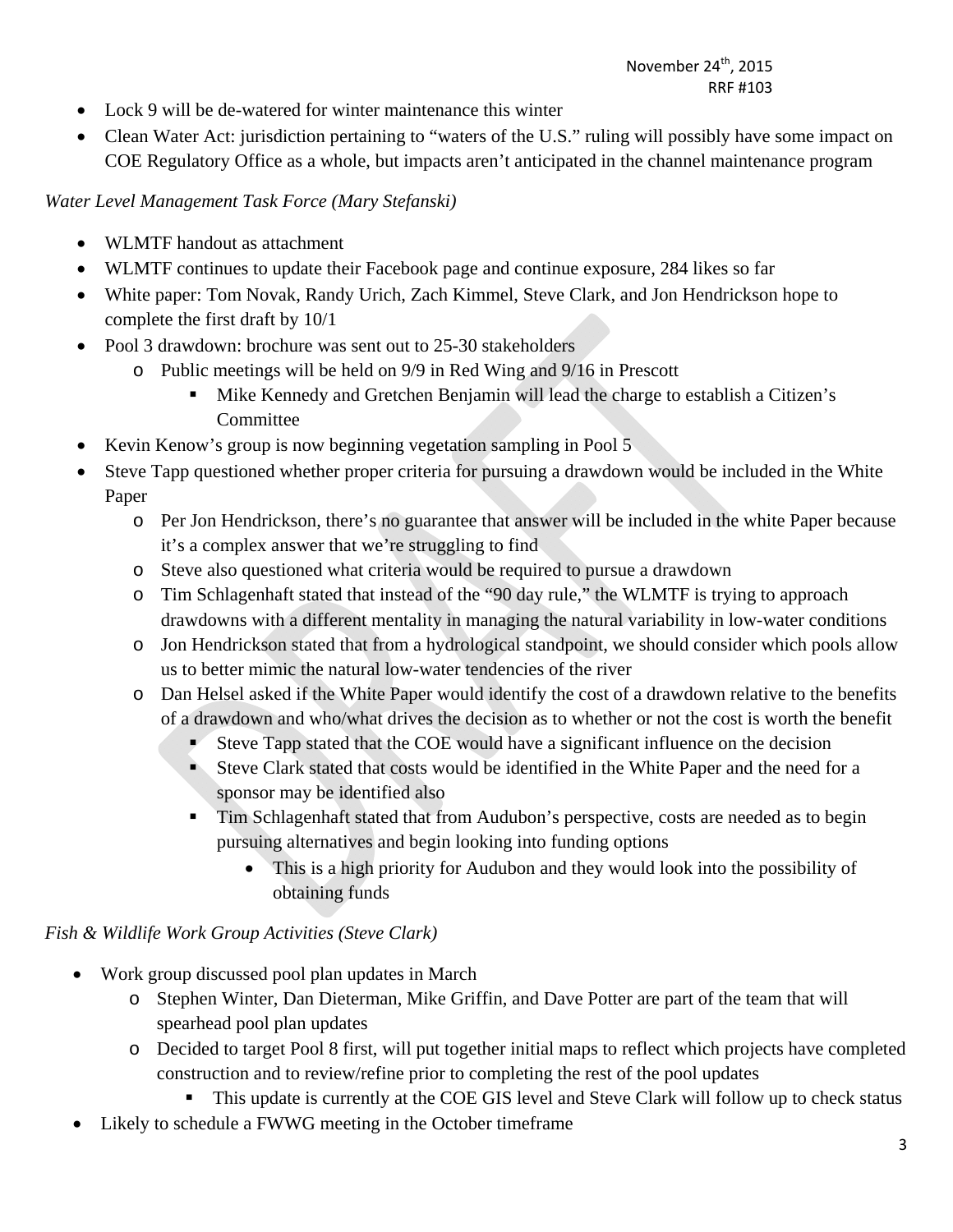- Lock 9 will be de-watered for winter maintenance this winter
- Clean Water Act: jurisdiction pertaining to "waters of the U.S." ruling will possibly have some impact on COE Regulatory Office as a whole, but impacts aren't anticipated in the channel maintenance program

*Water Level Management Task Force (Mary Stefanski)*

- WLMTF handout as attachment
- WLMTF continues to update their Facebook page and continue exposure, 284 likes so far
- White paper: Tom Novak, Randy Urich, Zach Kimmel, Steve Clark, and Jon Hendrickson hope to complete the first draft by 10/1
- Pool 3 drawdown: brochure was sent out to 25-30 stakeholders
    - Public meetings will be held on 9/9 in Red Wing and 9/16 in Prescott
        - Mike Kennedy and Gretchen Benjamin will lead the charge to establish a Citizen's Committee
- Kevin Kenow's group is now beginning vegetation sampling in Pool 5
- Steve Tapp questioned whether proper criteria for pursuing a drawdown would be included in the White Paper
    - Per Jon Hendrickson, there's no guarantee that answer will be included in the white Paper because it's a complex answer that we're struggling to find
    - Steve also questioned what criteria would be required to pursue a drawdown
    - Tim Schlagenhaft stated that instead of the "90 day rule," the WLMTF is trying to approach drawdowns with a different mentality in managing the natural variability in low-water conditions
    - Jon Hendrickson stated that from a hydrological standpoint, we should consider which pools allow us to better mimic the natural low-water tendencies of the river
    - Dan Helsel asked if the White Paper would identify the cost of a drawdown relative to the benefits of a drawdown and who/what drives the decision as to whether or not the cost is worth the benefit
        - Steve Tapp stated that the COE would have a significant influence on the decision
        - Steve Clark stated that costs would be identified in the White Paper and the need for a sponsor may be identified also
        - Tim Schlagenhaft stated that from Audubon's perspective, costs are needed as to begin pursuing alternatives and begin looking into funding options
            - This is a high priority for Audubon and they would look into the possibility of obtaining funds

*Fish & Wildlife Work Group Activities (Steve Clark)*

- Work group discussed pool plan updates in March
    - Stephen Winter, Dan Dieterman, Mike Griffin, and Dave Potter are part of the team that will spearhead pool plan updates
    - Decided to target Pool 8 first, will put together initial maps to reflect which projects have completed construction and to review/refine prior to completing the rest of the pool updates
        - This update is currently at the COE GIS level and Steve Clark will follow up to check status
- Likely to schedule a FWWG meeting in the October timeframe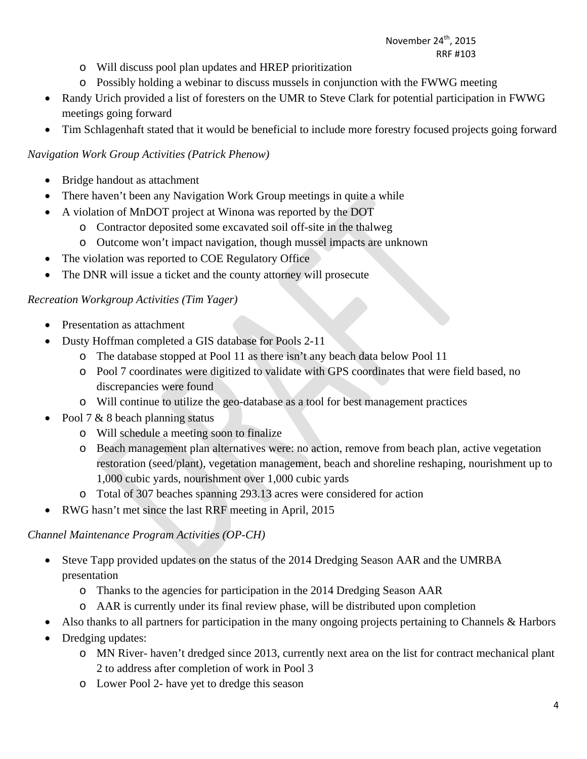- Will discuss pool plan updates and HREP prioritization
  - Possibly holding a webinar to discuss mussels in conjunction with the FWWG meeting
- Randy Urich provided a list of foresters on the UMR to Steve Clark for potential participation in FWWG meetings going forward
- Tim Schlagenhaft stated that it would be beneficial to include more forestry focused projects going forward

*Navigation Work Group Activities (Patrick Phenow)*

- Bridge handout as attachment
- There haven't been any Navigation Work Group meetings in quite a while
- A violation of MnDOT project at Winona was reported by the DOT
  - Contractor deposited some excavated soil off-site in the thalweg
  - Outcome won't impact navigation, though mussel impacts are unknown
- The violation was reported to COE Regulatory Office
- The DNR will issue a ticket and the county attorney will prosecute

*Recreation Workgroup Activities (Tim Yager)*

- Presentation as attachment
- Dusty Hoffman completed a GIS database for Pools 2-11
  - The database stopped at Pool 11 as there isn't any beach data below Pool 11
  - Pool 7 coordinates were digitized to validate with GPS coordinates that were field based, no discrepancies were found
  - Will continue to utilize the geo-database as a tool for best management practices
- Pool 7 & 8 beach planning status
  - Will schedule a meeting soon to finalize
  - Beach management plan alternatives were: no action, remove from beach plan, active vegetation restoration (seed/plant), vegetation management, beach and shoreline reshaping, nourishment up to 1,000 cubic yards, nourishment over 1,000 cubic yards
  - Total of 307 beaches spanning 293.13 acres were considered for action
- RWG hasn't met since the last RRF meeting in April, 2015

*Channel Maintenance Program Activities (OP-CH)*

- Steve Tapp provided updates on the status of the 2014 Dredging Season AAR and the UMRBA presentation
  - Thanks to the agencies for participation in the 2014 Dredging Season AAR
  - AAR is currently under its final review phase, will be distributed upon completion
- Also thanks to all partners for participation in the many ongoing projects pertaining to Channels & Harbors
- Dredging updates:
  - MN River- haven't dredged since 2013, currently next area on the list for contract mechanical plant 2 to address after completion of work in Pool 3
  - Lower Pool 2- have yet to dredge this season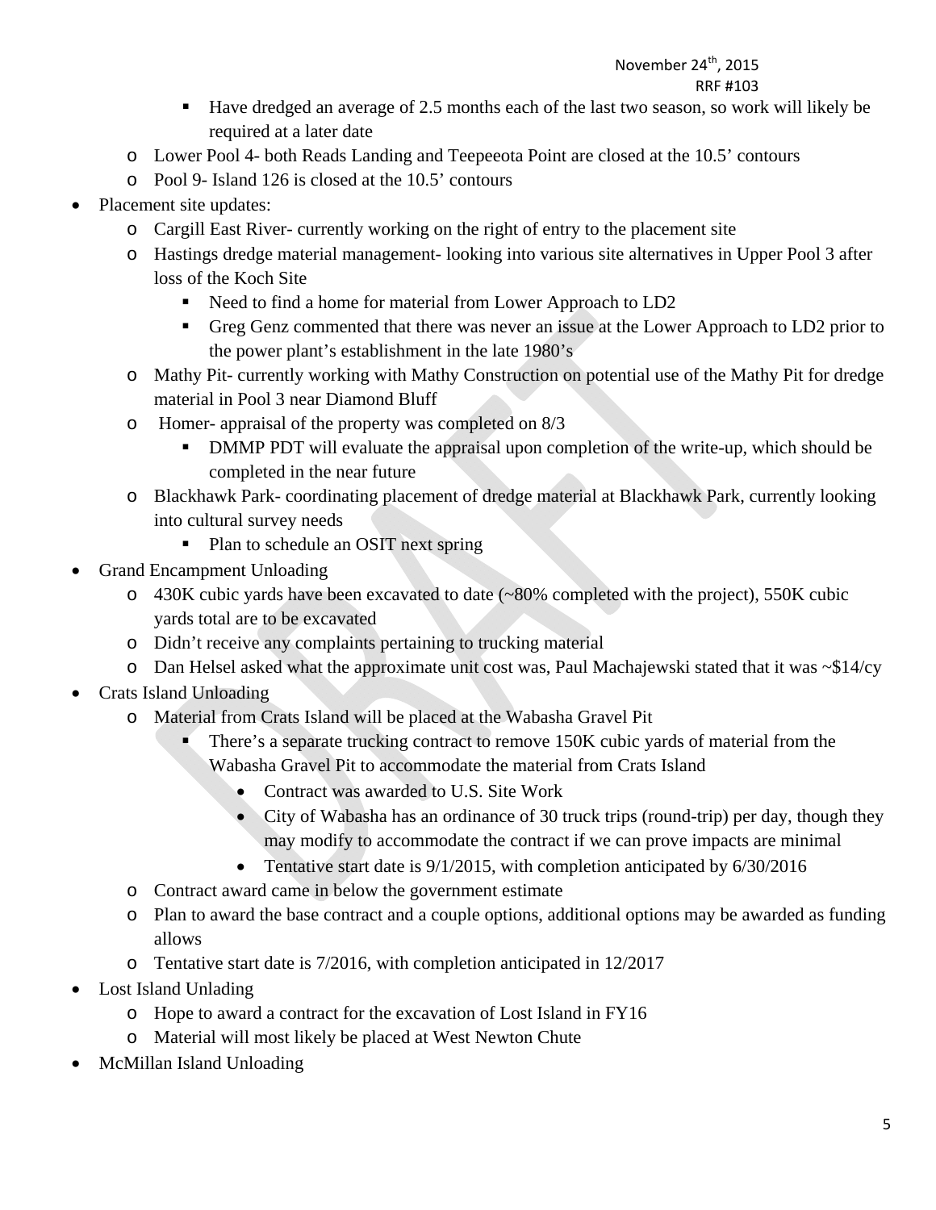- Have dredged an average of 2.5 months each of the last two season, so work will likely be required at a later date
  - Lower Pool 4- both Reads Landing and Teepeeota Point are closed at the 10.5' contours
  - Pool 9- Island 126 is closed at the 10.5' contours
- Placement site updates:
  - Cargill East River- currently working on the right of entry to the placement site
  - Hastings dredge material management- looking into various site alternatives in Upper Pool 3 after loss of the Koch Site
    - Need to find a home for material from Lower Approach to LD2
    - Greg Genz commented that there was never an issue at the Lower Approach to LD2 prior to the power plant's establishment in the late 1980's
  - Mathy Pit- currently working with Mathy Construction on potential use of the Mathy Pit for dredge material in Pool 3 near Diamond Bluff
  - Homer- appraisal of the property was completed on 8/3
    - DMMP PDT will evaluate the appraisal upon completion of the write-up, which should be completed in the near future
  - Blackhawk Park- coordinating placement of dredge material at Blackhawk Park, currently looking into cultural survey needs
    - Plan to schedule an OSIT next spring
- Grand Encampment Unloading
  - 430K cubic yards have been excavated to date (~80% completed with the project), 550K cubic yards total are to be excavated
  - Didn't receive any complaints pertaining to trucking material
  - Dan Helsel asked what the approximate unit cost was, Paul Machajewski stated that it was ~$14/cy
- Crats Island Unloading
  - Material from Crats Island will be placed at the Wabasha Gravel Pit
    - There's a separate trucking contract to remove 150K cubic yards of material from the Wabasha Gravel Pit to accommodate the material from Crats Island
      - Contract was awarded to U.S. Site Work
      - City of Wabasha has an ordinance of 30 truck trips (round-trip) per day, though they may modify to accommodate the contract if we can prove impacts are minimal
      - Tentative start date is 9/1/2015, with completion anticipated by 6/30/2016
  - Contract award came in below the government estimate
  - Plan to award the base contract and a couple options, additional options may be awarded as funding allows
  - Tentative start date is 7/2016, with completion anticipated in 12/2017
- Lost Island Unlading
  - Hope to award a contract for the excavation of Lost Island in FY16
  - Material will most likely be placed at West Newton Chute
- McMillan Island Unloading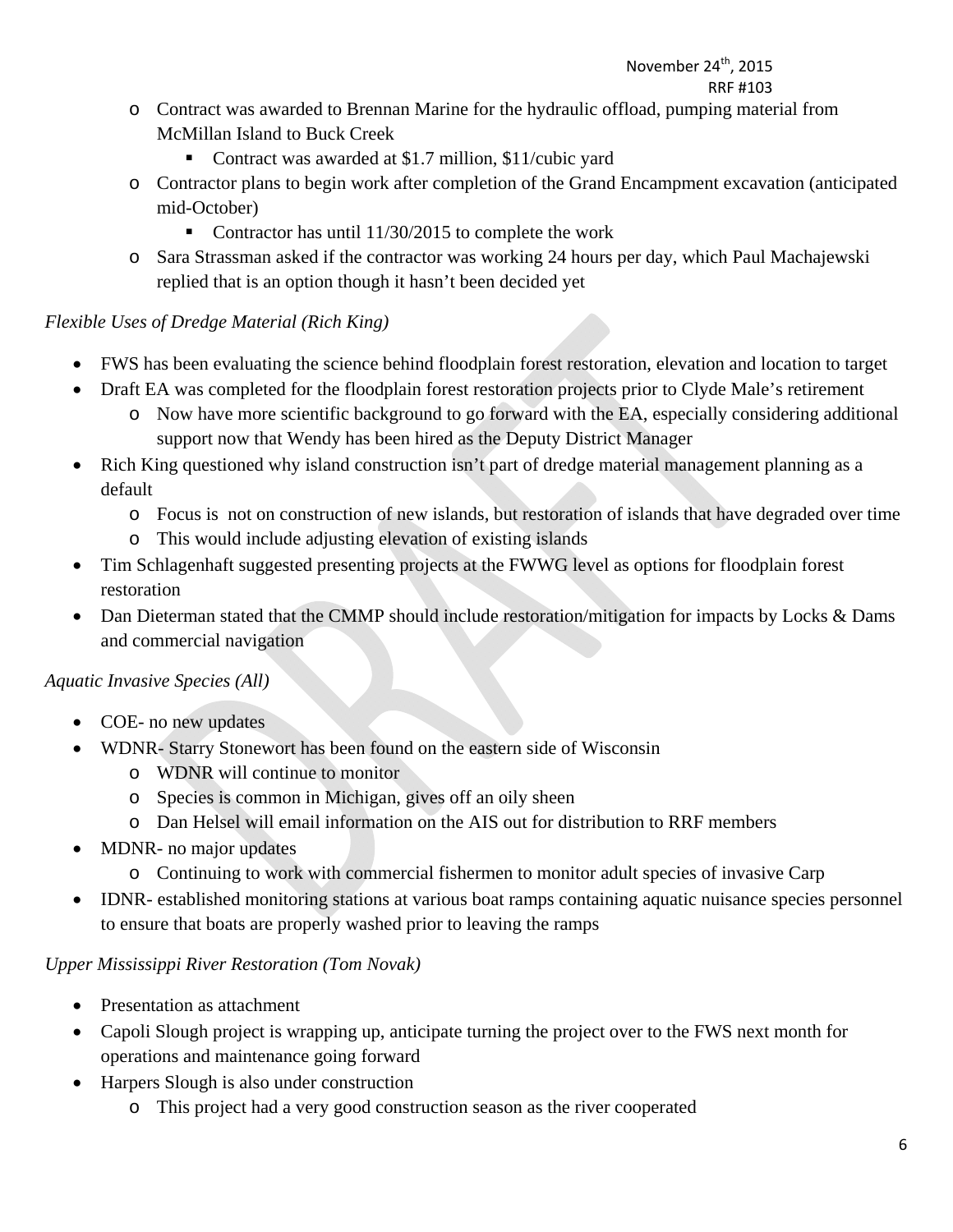- Contract was awarded to Brennan Marine for the hydraulic offload, pumping material from McMillan Island to Buck Creek
    - Contract was awarded at $1.7 million, $11/cubic yard
- Contractor plans to begin work after completion of the Grand Encampment excavation (anticipated mid-October)
    - Contractor has until 11/30/2015 to complete the work
- Sara Strassman asked if the contractor was working 24 hours per day, which Paul Machajewski replied that is an option though it hasn't been decided yet

*Flexible Uses of Dredge Material (Rich King)*

- FWS has been evaluating the science behind floodplain forest restoration, elevation and location to target
- Draft EA was completed for the floodplain forest restoration projects prior to Clyde Male's retirement
    - Now have more scientific background to go forward with the EA, especially considering additional support now that Wendy has been hired as the Deputy District Manager
- Rich King questioned why island construction isn't part of dredge material management planning as a default
    - Focus is not on construction of new islands, but restoration of islands that have degraded over time
    - This would include adjusting elevation of existing islands
- Tim Schlagenhaft suggested presenting projects at the FWWG level as options for floodplain forest restoration
- Dan Dieterman stated that the CMMP should include restoration/mitigation for impacts by Locks & Dams and commercial navigation

*Aquatic Invasive Species (All)*

- COE- no new updates
- WDNR- Starry Stonewort has been found on the eastern side of Wisconsin
    - WDNR will continue to monitor
    - Species is common in Michigan, gives off an oily sheen
    - Dan Helsel will email information on the AIS out for distribution to RRF members
- MDNR- no major updates
    - Continuing to work with commercial fishermen to monitor adult species of invasive Carp
- IDNR- established monitoring stations at various boat ramps containing aquatic nuisance species personnel to ensure that boats are properly washed prior to leaving the ramps

*Upper Mississippi River Restoration (Tom Novak)*

- Presentation as attachment
- Capoli Slough project is wrapping up, anticipate turning the project over to the FWS next month for operations and maintenance going forward
- Harpers Slough is also under construction
    - This project had a very good construction season as the river cooperated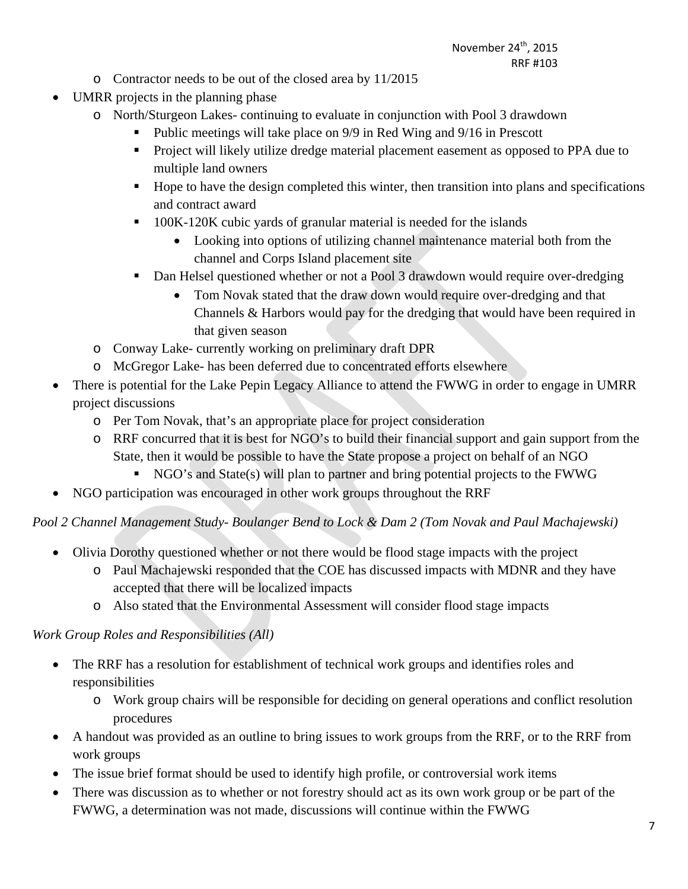- Contractor needs to be out of the closed area by 11/2015
- UMRR projects in the planning phase
    - North/Sturgeon Lakes- continuing to evaluate in conjunction with Pool 3 drawdown
        - Public meetings will take place on 9/9 in Red Wing and 9/16 in Prescott
        - Project will likely utilize dredge material placement easement as opposed to PPA due to multiple land owners
        - Hope to have the design completed this winter, then transition into plans and specifications and contract award
        - 100K-120K cubic yards of granular material is needed for the islands
            - Looking into options of utilizing channel maintenance material both from the channel and Corps Island placement site
        - Dan Helsel questioned whether or not a Pool 3 drawdown would require over-dredging
            - Tom Novak stated that the draw down would require over-dredging and that Channels & Harbors would pay for the dredging that would have been required in that given season
    - Conway Lake- currently working on preliminary draft DPR
    - McGregor Lake- has been deferred due to concentrated efforts elsewhere
- There is potential for the Lake Pepin Legacy Alliance to attend the FWWG in order to engage in UMRR project discussions
    - Per Tom Novak, that's an appropriate place for project consideration
    - RRF concurred that it is best for NGO's to build their financial support and gain support from the State, then it would be possible to have the State propose a project on behalf of an NGO
        - NGO's and State(s) will plan to partner and bring potential projects to the FWWG
- NGO participation was encouraged in other work groups throughout the RRF

*Pool 2 Channel Management Study- Boulanger Bend to Lock & Dam 2 (Tom Novak and Paul Machajewski)*

- Olivia Dorothy questioned whether or not there would be flood stage impacts with the project
    - Paul Machajewski responded that the COE has discussed impacts with MDNR and they have accepted that there will be localized impacts
    - Also stated that the Environmental Assessment will consider flood stage impacts

*Work Group Roles and Responsibilities (All)*

- The RRF has a resolution for establishment of technical work groups and identifies roles and responsibilities
    - Work group chairs will be responsible for deciding on general operations and conflict resolution procedures
- A handout was provided as an outline to bring issues to work groups from the RRF, or to the RRF from work groups
- The issue brief format should be used to identify high profile, or controversial work items
- There was discussion as to whether or not forestry should act as its own work group or be part of the FWWG, a determination was not made, discussions will continue within the FWWG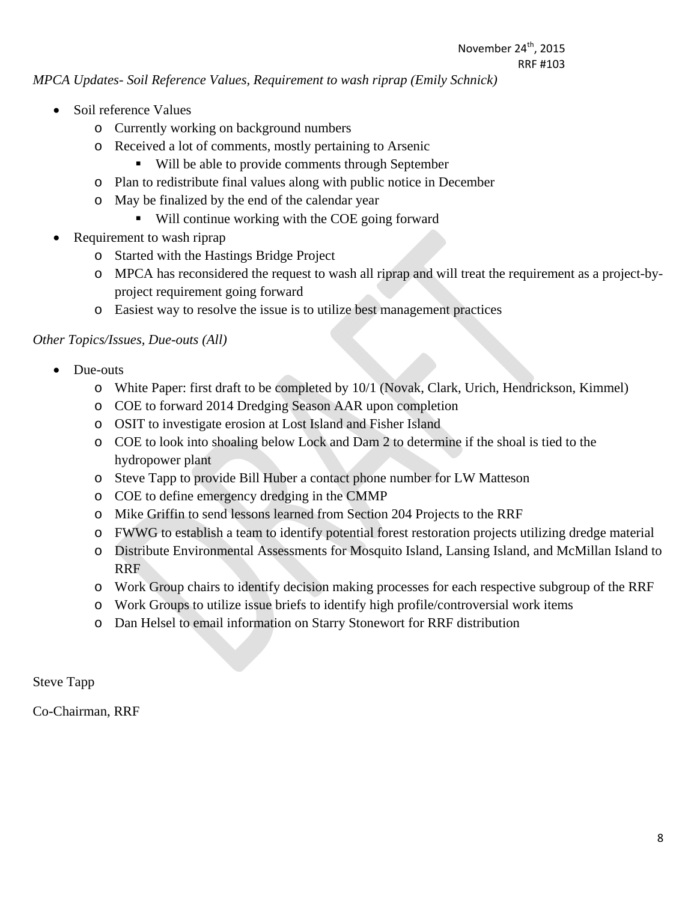*MPCA Updates- Soil Reference Values, Requirement to wash riprap (Emily Schnick)*

- Soil reference Values
  - Currently working on background numbers
  - Received a lot of comments, mostly pertaining to Arsenic
    - Will be able to provide comments through September
  - Plan to redistribute final values along with public notice in December
  - May be finalized by the end of the calendar year
    - Will continue working with the COE going forward
- Requirement to wash riprap
  - Started with the Hastings Bridge Project
  - MPCA has reconsidered the request to wash all riprap and will treat the requirement as a project-by-project requirement going forward
  - Easiest way to resolve the issue is to utilize best management practices

*Other Topics/Issues, Due-outs (All)*

- Due-outs
  - White Paper: first draft to be completed by 10/1 (Novak, Clark, Urich, Hendrickson, Kimmel)
  - COE to forward 2014 Dredging Season AAR upon completion
  - OSIT to investigate erosion at Lost Island and Fisher Island
  - COE to look into shoaling below Lock and Dam 2 to determine if the shoal is tied to the hydropower plant
  - Steve Tapp to provide Bill Huber a contact phone number for LW Matteson
  - COE to define emergency dredging in the CMMP
  - Mike Griffin to send lessons learned from Section 204 Projects to the RRF
  - FWWG to establish a team to identify potential forest restoration projects utilizing dredge material
  - Distribute Environmental Assessments for Mosquito Island, Lansing Island, and McMillan Island to RRF
  - Work Group chairs to identify decision making processes for each respective subgroup of the RRF
  - Work Groups to utilize issue briefs to identify high profile/controversial work items
  - Dan Helsel to email information on Starry Stonewort for RRF distribution

Steve Tapp

Co-Chairman, RRF